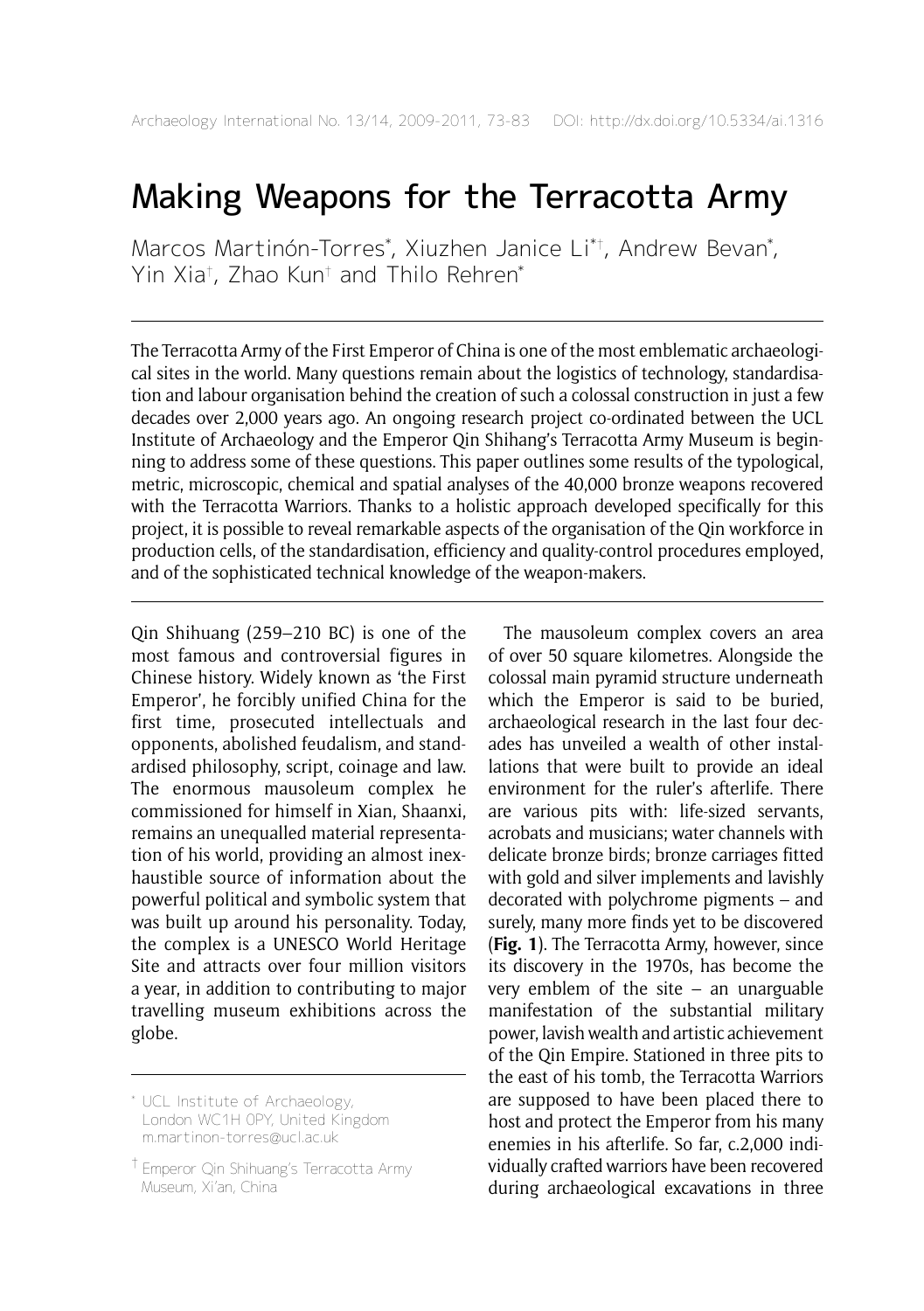# Making Weapons for the Terracotta Army

Marcos Martinón-Torres[*], Xiuzhen Janice Li[*†], Andrew Bevan[*], Yin Xia[†], Zhao Kun[†] and Thilo Rehren[*]

The Terracotta Army of the First Emperor of China is one of the most emblematic archaeological sites in the world. Many questions remain about the logistics of technology, standardisation and labour organisation behind the creation of such a colossal construction in just a few decades over 2,000 years ago. An ongoing research project co-ordinated between the UCL Institute of Archaeology and the Emperor Qin Shihang's Terracotta Army Museum is beginning to address some of these questions. This paper outlines some results of the typological, metric, microscopic, chemical and spatial analyses of the 40,000 bronze weapons recovered with the Terracotta Warriors. Thanks to a holistic approach developed specifically for this project, it is possible to reveal remarkable aspects of the organisation of the Qin workforce in production cells, of the standardisation, efficiency and quality-control procedures employed, and of the sophisticated technical knowledge of the weapon-makers.

---

Qin Shihuang (259–210 BC) is one of the most famous and controversial figures in Chinese history. Widely known as 'the First Emperor', he forcibly unified China for the first time, prosecuted intellectuals and opponents, abolished feudalism, and standardised philosophy, script, coinage and law. The enormous mausoleum complex he commissioned for himself in Xian, Shaanxi, remains an unequalled material representation of his world, providing an almost inexhaustible source of information about the powerful political and symbolic system that was built up around his personality. Today, the complex is a UNESCO World Heritage Site and attracts over four million visitors a year, in addition to contributing to major travelling museum exhibitions across the globe.

The mausoleum complex covers an area of over 50 square kilometres. Alongside the colossal main pyramid structure underneath which the Emperor is said to be buried, archaeological research in the last four decades has unveiled a wealth of other installations that were built to provide an ideal environment for the ruler's afterlife. There are various pits with: life-sized servants, acrobats and musicians; water channels with delicate bronze birds; bronze carriages fitted with gold and silver implements and lavishly decorated with polychrome pigments – and surely, many more finds yet to be discovered (**Fig. 1**). The Terracotta Army, however, since its discovery in the 1970s, has become the very emblem of the site – an unarguable manifestation of the substantial military power, lavish wealth and artistic achievement of the Qin Empire. Stationed in three pits to the east of his tomb, the Terracotta Warriors are supposed to have been placed there to host and protect the Emperor from his many enemies in his afterlife. So far, c.2,000 individually crafted warriors have been recovered during archaeological excavations in three

---

[*] UCL Institute of Archaeology, London WC1H 0PY, United Kingdom m.martinon-torres@ucl.ac.uk

[†] Emperor Qin Shihuang's Terracotta Army Museum, Xi'an, China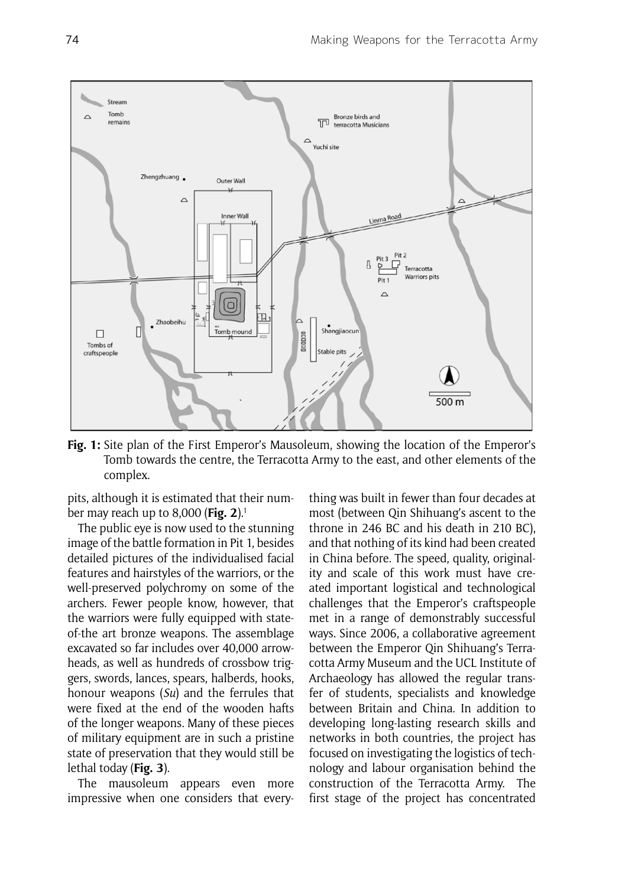**Fig. 1:** Site plan of the First Emperor's Mausoleum, showing the location of the Emperor's Tomb towards the centre, the Terracotta Army to the east, and other elements of the complex.

pits, although it is estimated that their number may reach up to 8,000 (**Fig. 2**).[1]

The public eye is now used to the stunning image of the battle formation in Pit 1, besides detailed pictures of the individualised facial features and hairstyles of the warriors, or the well-preserved polychromy on some of the archers. Fewer people know, however, that the warriors were fully equipped with state-of-the art bronze weapons. The assemblage excavated so far includes over 40,000 arrowheads, as well as hundreds of crossbow triggers, swords, lances, spears, halberds, hooks, honour weapons (*Su*) and the ferrules that were fixed at the end of the wooden hafts of the longer weapons. Many of these pieces of military equipment are in such a pristine state of preservation that they would still be lethal today (**Fig. 3**).

The mausoleum appears even more impressive when one considers that everything was built in fewer than four decades at most (between Qin Shihuang's ascent to the throne in 246 BC and his death in 210 BC), and that nothing of its kind had been created in China before. The speed, quality, originality and scale of this work must have created important logistical and technological challenges that the Emperor's craftspeople met in a range of demonstrably successful ways. Since 2006, a collaborative agreement between the Emperor Qin Shihuang's Terracotta Army Museum and the UCL Institute of Archaeology has allowed the regular transfer of students, specialists and knowledge between Britain and China. In addition to developing long-lasting research skills and networks in both countries, the project has focused on investigating the logistics of technology and labour organisation behind the construction of the Terracotta Army. The first stage of the project has concentrated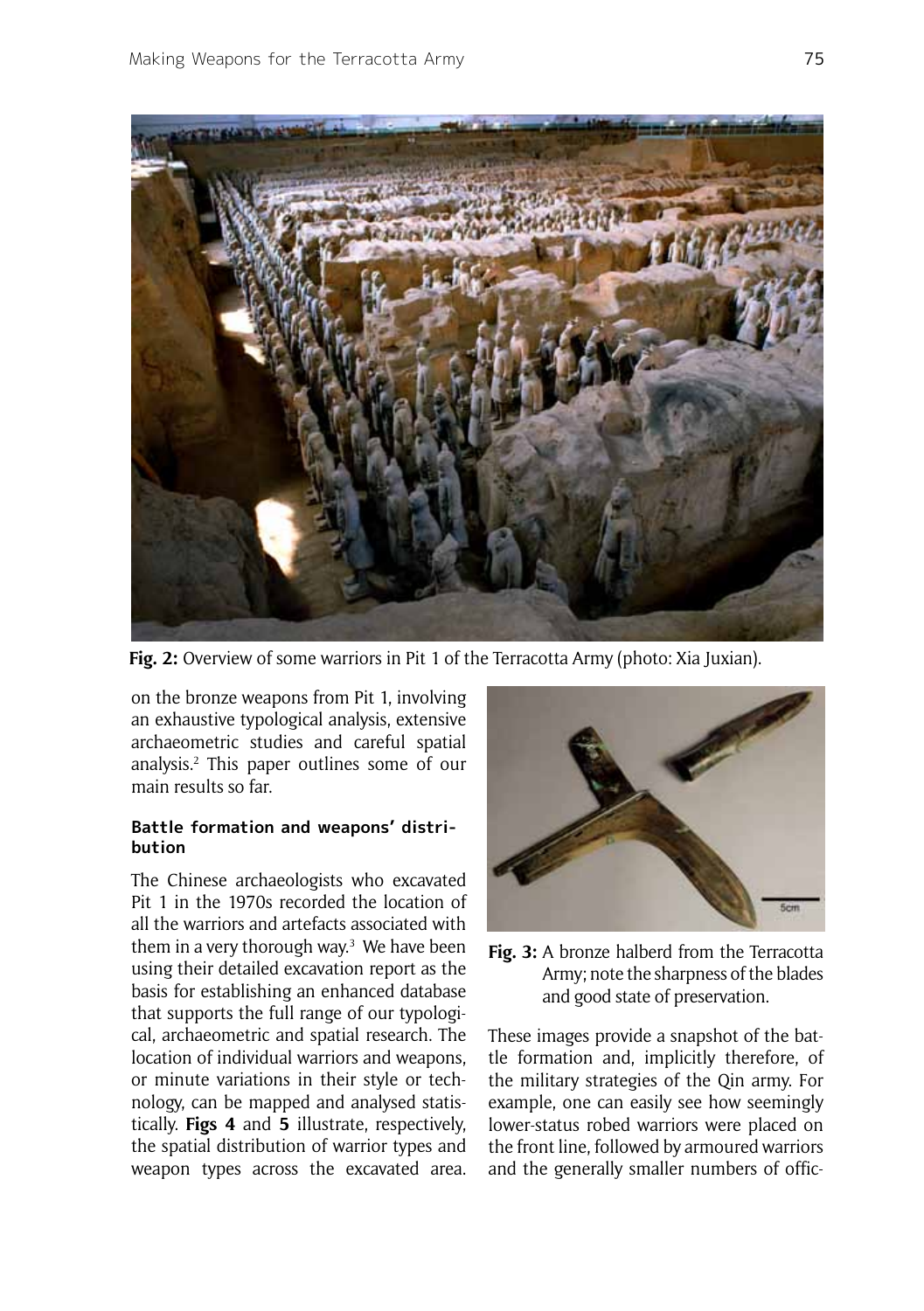**Fig. 2:** Overview of some warriors in Pit 1 of the Terracotta Army (photo: Xia Juxian).

on the bronze weapons from Pit 1, involving an exhaustive typological analysis, extensive archaeometric studies and careful spatial analysis.[2] This paper outlines some of our main results so far.

### Battle formation and weapons' distribution

The Chinese archaeologists who excavated Pit 1 in the 1970s recorded the location of all the warriors and artefacts associated with them in a very thorough way.[3] We have been using their detailed excavation report as the basis for establishing an enhanced database that supports the full range of our typological, archaeometric and spatial research. The location of individual warriors and weapons, or minute variations in their style or technology, can be mapped and analysed statistically. **Figs 4** and **5** illustrate, respectively, the spatial distribution of warrior types and weapon types across the excavated area.

**Fig. 3:** A bronze halberd from the Terracotta Army; note the sharpness of the blades and good state of preservation.

These images provide a snapshot of the battle formation and, implicitly therefore, of the military strategies of the Qin army. For example, one can easily see how seemingly lower-status robed warriors were placed on the front line, followed by armoured warriors and the generally smaller numbers of offic-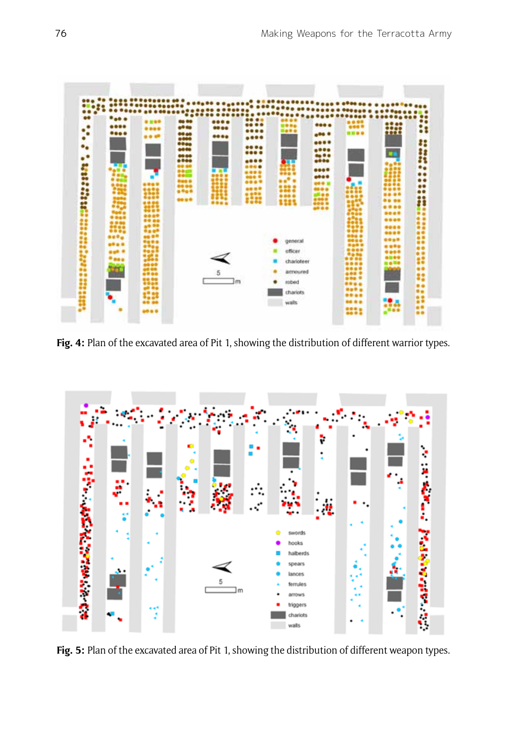Fig. 4: Plan of the excavated area of Pit 1, showing the distribution of different warrior types.

Fig. 5: Plan of the excavated area of Pit 1, showing the distribution of different weapon types.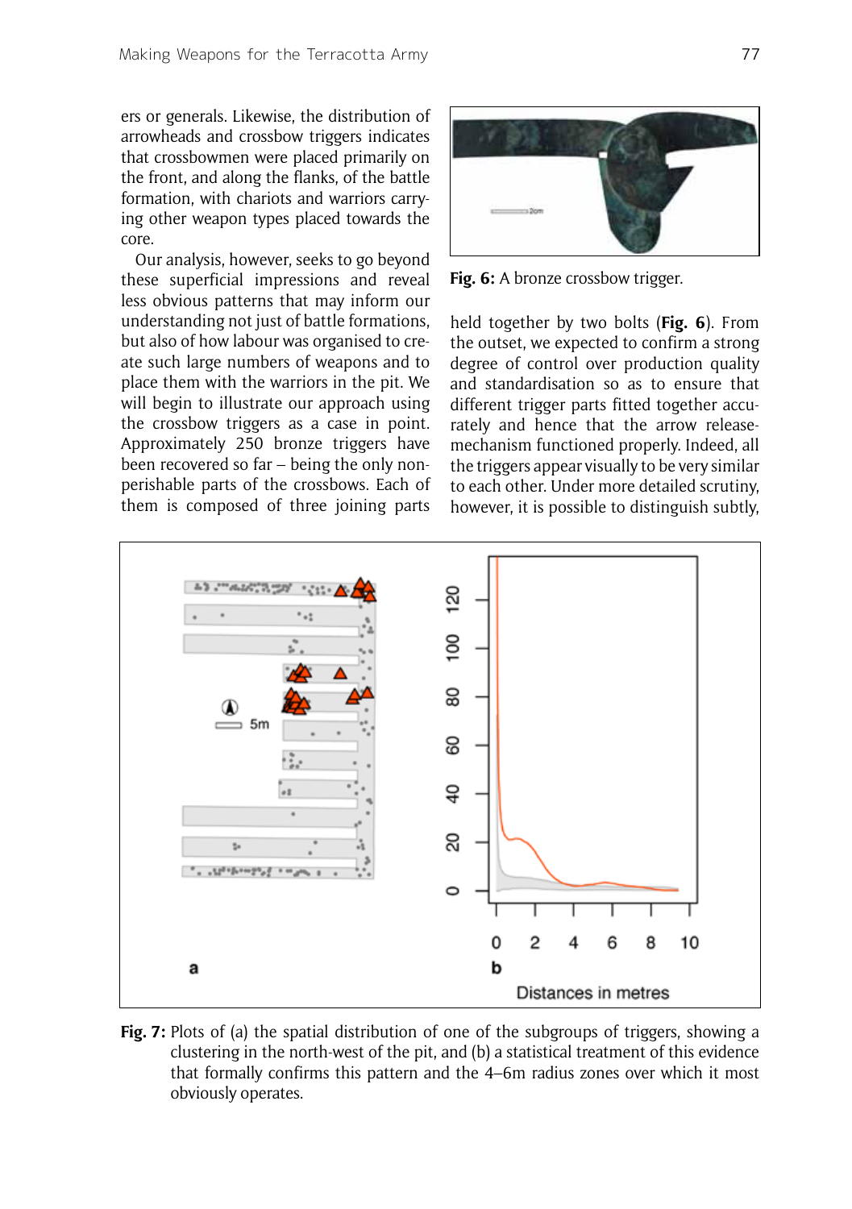ers or generals. Likewise, the distribution of arrowheads and crossbow triggers indicates that crossbowmen were placed primarily on the front, and along the flanks, of the battle formation, with chariots and warriors carrying other weapon types placed towards the core.

Our analysis, however, seeks to go beyond these superficial impressions and reveal less obvious patterns that may inform our understanding not just of battle formations, but also of how labour was organised to create such large numbers of weapons and to place them with the warriors in the pit. We will begin to illustrate our approach using the crossbow triggers as a case in point. Approximately 250 bronze triggers have been recovered so far – being the only non-perishable parts of the crossbows. Each of them is composed of three joining parts held together by two bolts (**Fig. 6**). From the outset, we expected to confirm a strong degree of control over production quality and standardisation so as to ensure that different trigger parts fitted together accurately and hence that the arrow release-mechanism functioned properly. Indeed, all the triggers appear visually to be very similar to each other. Under more detailed scrutiny, however, it is possible to distinguish subtly,

**Fig. 6:** A bronze crossbow trigger.

**Fig. 7:** Plots of (a) the spatial distribution of one of the subgroups of triggers, showing a clustering in the north-west of the pit, and (b) a statistical treatment of this evidence that formally confirms this pattern and the 4–6m radius zones over which it most obviously operates.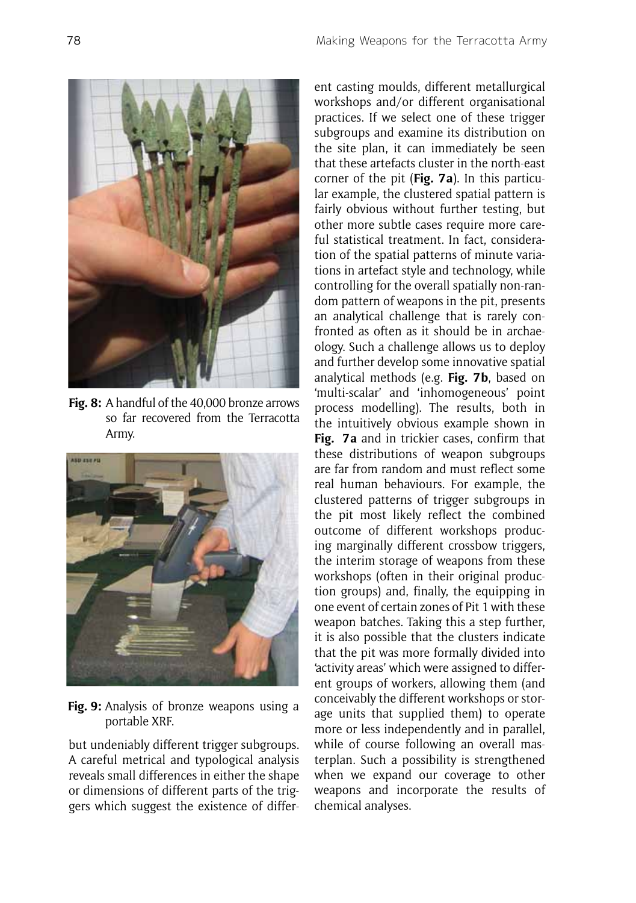**Fig. 8:** A handful of the 40,000 bronze arrows so far recovered from the Terracotta Army.

**Fig. 9:** Analysis of bronze weapons using a portable XRF.

but undeniably different trigger subgroups. A careful metrical and typological analysis reveals small differences in either the shape or dimensions of different parts of the triggers which suggest the existence of different casting moulds, different metallurgical workshops and/or different organisational practices. If we select one of these trigger subgroups and examine its distribution on the site plan, it can immediately be seen that these artefacts cluster in the north-east corner of the pit (**Fig. 7a**). In this particular example, the clustered spatial pattern is fairly obvious without further testing, but other more subtle cases require more careful statistical treatment. In fact, consideration of the spatial patterns of minute variations in artefact style and technology, while controlling for the overall spatially non-random pattern of weapons in the pit, presents an analytical challenge that is rarely confronted as often as it should be in archaeology. Such a challenge allows us to deploy and further develop some innovative spatial analytical methods (e.g. **Fig. 7b**, based on 'multi-scalar' and 'inhomogeneous' point process modelling). The results, both in the intuitively obvious example shown in **Fig. 7a** and in trickier cases, confirm that these distributions of weapon subgroups are far from random and must reflect some real human behaviours. For example, the clustered patterns of trigger subgroups in the pit most likely reflect the combined outcome of different workshops producing marginally different crossbow triggers, the interim storage of weapons from these workshops (often in their original production groups) and, finally, the equipping in one event of certain zones of Pit 1 with these weapon batches. Taking this a step further, it is also possible that the clusters indicate that the pit was more formally divided into 'activity areas' which were assigned to different groups of workers, allowing them (and conceivably the different workshops or storage units that supplied them) to operate more or less independently and in parallel, while of course following an overall masterplan. Such a possibility is strengthened when we expand our coverage to other weapons and incorporate the results of chemical analyses.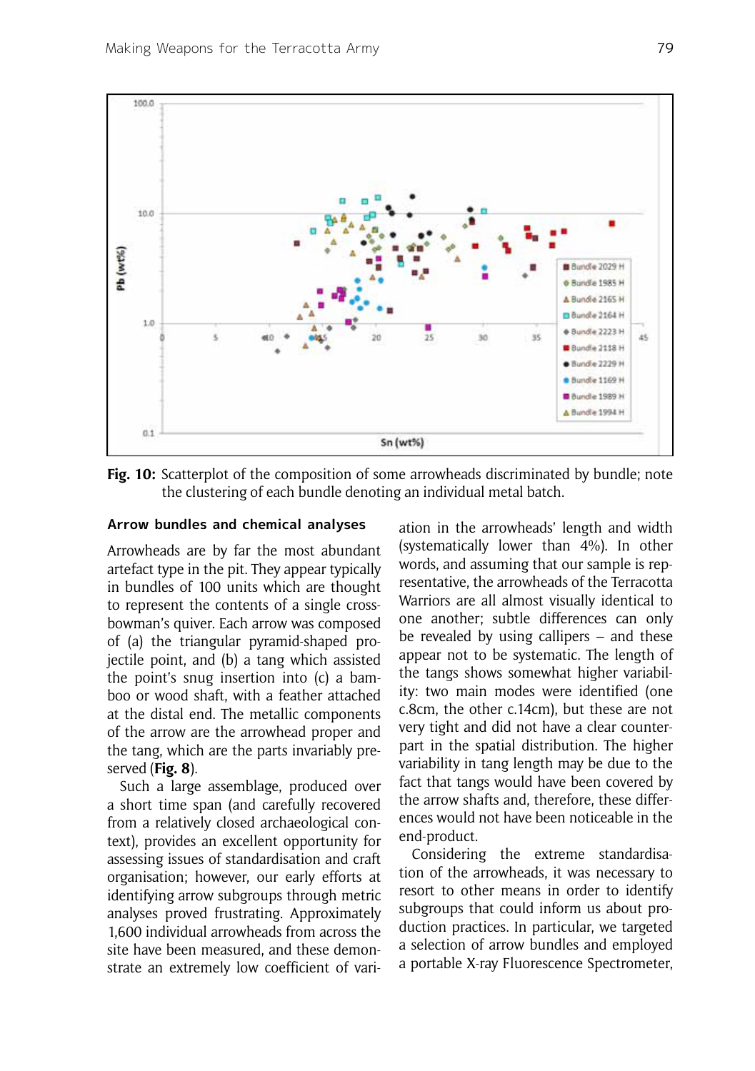**Fig. 10:** Scatterplot of the composition of some arrowheads discriminated by bundle; note the clustering of each bundle denoting an individual metal batch.

### Arrow bundles and chemical analyses

Arrowheads are by far the most abundant artefact type in the pit. They appear typically in bundles of 100 units which are thought to represent the contents of a single crossbowman's quiver. Each arrow was composed of (a) the triangular pyramid-shaped projectile point, and (b) a tang which assisted the point's snug insertion into (c) a bamboo or wood shaft, with a feather attached at the distal end. The metallic components of the arrow are the arrowhead proper and the tang, which are the parts invariably preserved (**Fig. 8**).

Such a large assemblage, produced over a short time span (and carefully recovered from a relatively closed archaeological context), provides an excellent opportunity for assessing issues of standardisation and craft organisation; however, our early efforts at identifying arrow subgroups through metric analyses proved frustrating. Approximately 1,600 individual arrowheads from across the site have been measured, and these demonstrate an extremely low coefficient of variation in the arrowheads' length and width (systematically lower than 4%). In other words, and assuming that our sample is representative, the arrowheads of the Terracotta Warriors are all almost visually identical to one another; subtle differences can only be revealed by using callipers – and these appear not to be systematic. The length of the tangs shows somewhat higher variability: two main modes were identified (one c.8cm, the other c.14cm), but these are not very tight and did not have a clear counterpart in the spatial distribution. The higher variability in tang length may be due to the fact that tangs would have been covered by the arrow shafts and, therefore, these differences would not have been noticeable in the end-product.

Considering the extreme standardisation of the arrowheads, it was necessary to resort to other means in order to identify subgroups that could inform us about production practices. In particular, we targeted a selection of arrow bundles and employed a portable X-ray Fluorescence Spectrometer,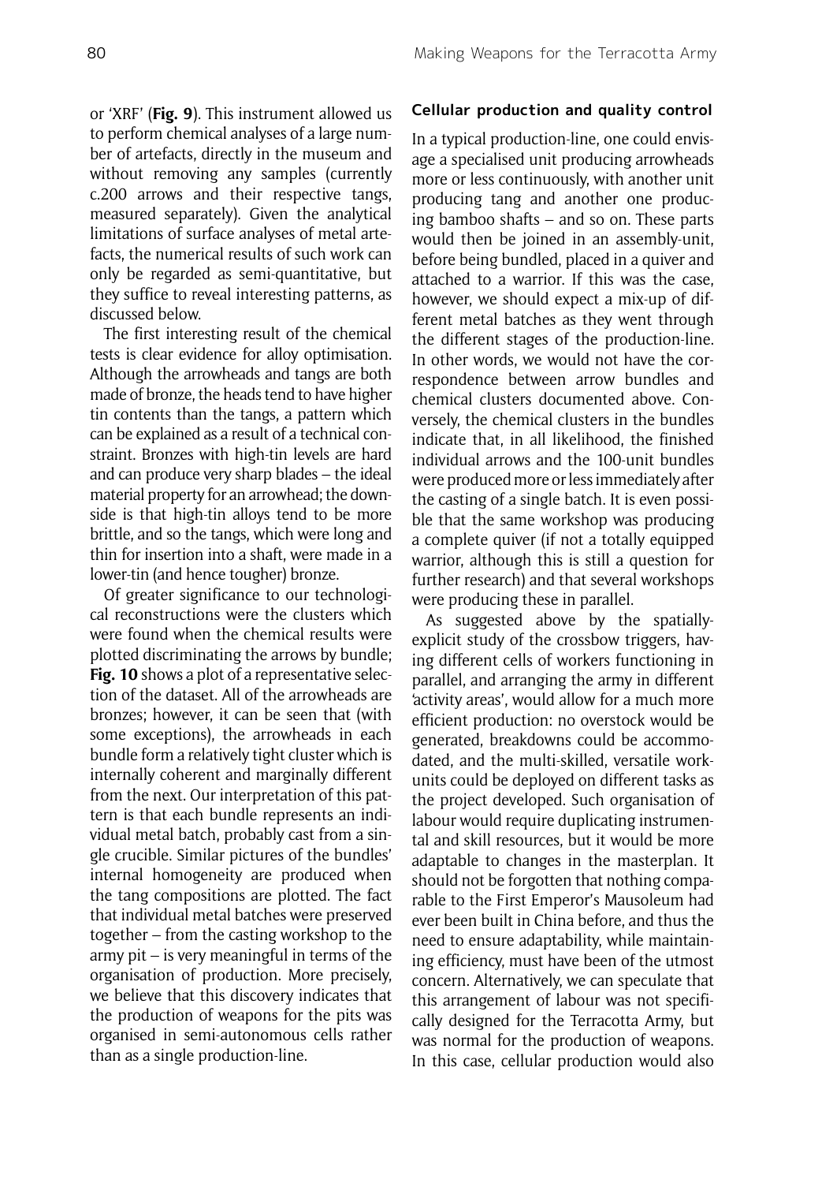or 'XRF' (**Fig. 9**). This instrument allowed us to perform chemical analyses of a large number of artefacts, directly in the museum and without removing any samples (currently c.200 arrows and their respective tangs, measured separately). Given the analytical limitations of surface analyses of metal artefacts, the numerical results of such work can only be regarded as semi-quantitative, but they suffice to reveal interesting patterns, as discussed below.

The first interesting result of the chemical tests is clear evidence for alloy optimisation. Although the arrowheads and tangs are both made of bronze, the heads tend to have higher tin contents than the tangs, a pattern which can be explained as a result of a technical constraint. Bronzes with high-tin levels are hard and can produce very sharp blades – the ideal material property for an arrowhead; the downside is that high-tin alloys tend to be more brittle, and so the tangs, which were long and thin for insertion into a shaft, were made in a lower-tin (and hence tougher) bronze.

Of greater significance to our technological reconstructions were the clusters which were found when the chemical results were plotted discriminating the arrows by bundle; **Fig. 10** shows a plot of a representative selection of the dataset. All of the arrowheads are bronzes; however, it can be seen that (with some exceptions), the arrowheads in each bundle form a relatively tight cluster which is internally coherent and marginally different from the next. Our interpretation of this pattern is that each bundle represents an individual metal batch, probably cast from a single crucible. Similar pictures of the bundles' internal homogeneity are produced when the tang compositions are plotted. The fact that individual metal batches were preserved together – from the casting workshop to the army pit – is very meaningful in terms of the organisation of production. More precisely, we believe that this discovery indicates that the production of weapons for the pits was organised in semi-autonomous cells rather than as a single production-line.

### Cellular production and quality control

In a typical production-line, one could envisage a specialised unit producing arrowheads more or less continuously, with another unit producing tang and another one producing bamboo shafts – and so on. These parts would then be joined in an assembly-unit, before being bundled, placed in a quiver and attached to a warrior. If this was the case, however, we should expect a mix-up of different metal batches as they went through the different stages of the production-line. In other words, we would not have the correspondence between arrow bundles and chemical clusters documented above. Conversely, the chemical clusters in the bundles indicate that, in all likelihood, the finished individual arrows and the 100-unit bundles were produced more or less immediately after the casting of a single batch. It is even possible that the same workshop was producing a complete quiver (if not a totally equipped warrior, although this is still a question for further research) and that several workshops were producing these in parallel.

As suggested above by the spatially-explicit study of the crossbow triggers, having different cells of workers functioning in parallel, and arranging the army in different 'activity areas', would allow for a much more efficient production: no overstock would be generated, breakdowns could be accommodated, and the multi-skilled, versatile work-units could be deployed on different tasks as the project developed. Such organisation of labour would require duplicating instrumental and skill resources, but it would be more adaptable to changes in the masterplan. It should not be forgotten that nothing comparable to the First Emperor's Mausoleum had ever been built in China before, and thus the need to ensure adaptability, while maintaining efficiency, must have been of the utmost concern. Alternatively, we can speculate that this arrangement of labour was not specifically designed for the Terracotta Army, but was normal for the production of weapons. In this case, cellular production would also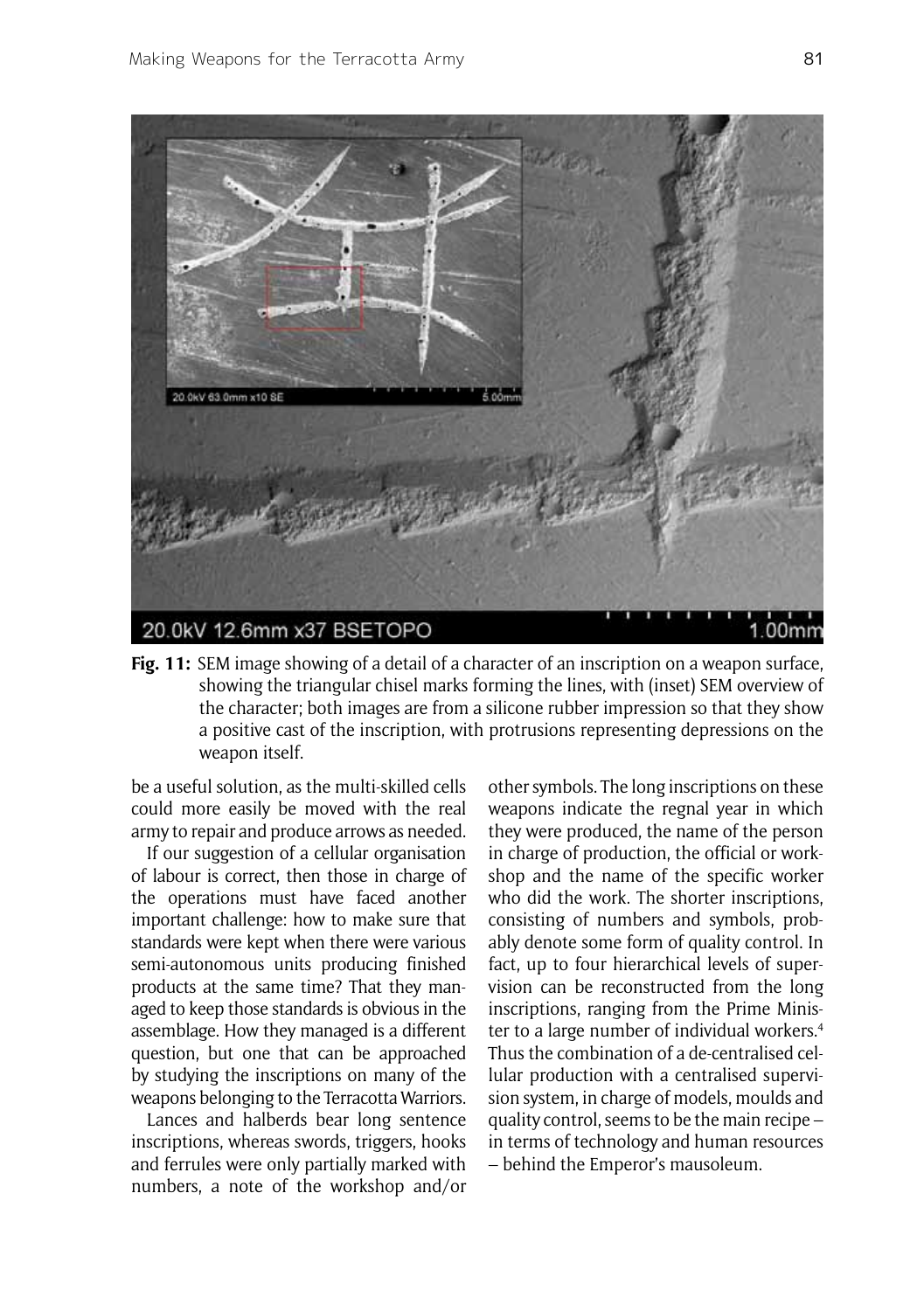**Fig. 11:** SEM image showing of a detail of a character of an inscription on a weapon surface, showing the triangular chisel marks forming the lines, with (inset) SEM overview of the character; both images are from a silicone rubber impression so that they show a positive cast of the inscription, with protrusions representing depressions on the weapon itself.

be a useful solution, as the multi-skilled cells could more easily be moved with the real army to repair and produce arrows as needed.

If our suggestion of a cellular organisation of labour is correct, then those in charge of the operations must have faced another important challenge: how to make sure that standards were kept when there were various semi-autonomous units producing finished products at the same time? That they managed to keep those standards is obvious in the assemblage. How they managed is a different question, but one that can be approached by studying the inscriptions on many of the weapons belonging to the Terracotta Warriors.

Lances and halberds bear long sentence inscriptions, whereas swords, triggers, hooks and ferrules were only partially marked with numbers, a note of the workshop and/or other symbols. The long inscriptions on these weapons indicate the regnal year in which they were produced, the name of the person in charge of production, the official or workshop and the name of the specific worker who did the work. The shorter inscriptions, consisting of numbers and symbols, probably denote some form of quality control. In fact, up to four hierarchical levels of supervision can be reconstructed from the long inscriptions, ranging from the Prime Minister to a large number of individual workers.[4] Thus the combination of a de-centralised cellular production with a centralised supervision system, in charge of models, moulds and quality control, seems to be the main recipe – in terms of technology and human resources – behind the Emperor's mausoleum.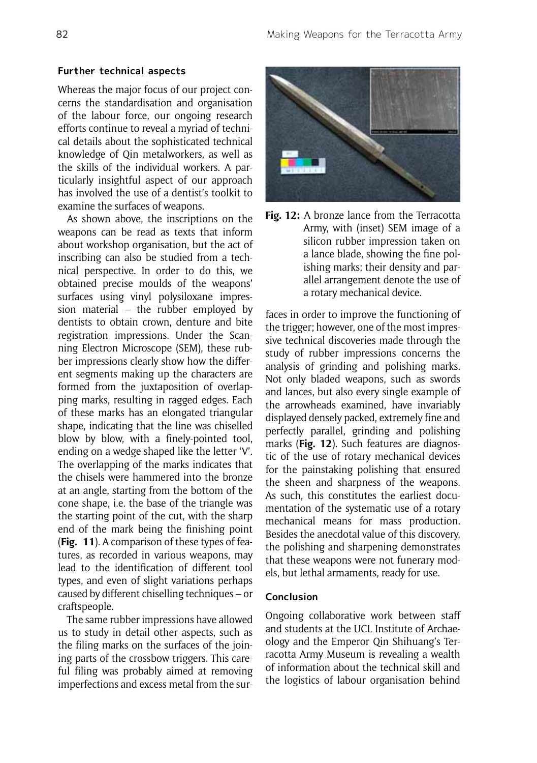### Further technical aspects

Whereas the major focus of our project concerns the standardisation and organisation of the labour force, our ongoing research efforts continue to reveal a myriad of technical details about the sophisticated technical knowledge of Qin metalworkers, as well as the skills of the individual workers. A particularly insightful aspect of our approach has involved the use of a dentist's toolkit to examine the surfaces of weapons.

As shown above, the inscriptions on the weapons can be read as texts that inform about workshop organisation, but the act of inscribing can also be studied from a technical perspective. In order to do this, we obtained precise moulds of the weapons' surfaces using vinyl polysiloxane impression material – the rubber employed by dentists to obtain crown, denture and bite registration impressions. Under the Scanning Electron Microscope (SEM), these rubber impressions clearly show how the different segments making up the characters are formed from the juxtaposition of overlapping marks, resulting in ragged edges. Each of these marks has an elongated triangular shape, indicating that the line was chiselled blow by blow, with a finely-pointed tool, ending on a wedge shaped like the letter 'V'. The overlapping of the marks indicates that the chisels were hammered into the bronze at an angle, starting from the bottom of the cone shape, i.e. the base of the triangle was the starting point of the cut, with the sharp end of the mark being the finishing point (**Fig. 11**). A comparison of these types of features, as recorded in various weapons, may lead to the identification of different tool types, and even of slight variations perhaps caused by different chiselling techniques – or craftspeople.

The same rubber impressions have allowed us to study in detail other aspects, such as the filing marks on the surfaces of the joining parts of the crossbow triggers. This careful filing was probably aimed at removing imperfections and excess metal from the surfaces in order to improve the functioning of the trigger; however, one of the most impressive technical discoveries made through the study of rubber impressions concerns the analysis of grinding and polishing marks. Not only bladed weapons, such as swords and lances, but also every single example of the arrowheads examined, have invariably displayed densely packed, extremely fine and perfectly parallel, grinding and polishing marks (**Fig. 12**). Such features are diagnostic of the use of rotary mechanical devices for the painstaking polishing that ensured the sheen and sharpness of the weapons. As such, this constitutes the earliest documentation of the systematic use of a rotary mechanical means for mass production. Besides the anecdotal value of this discovery, the polishing and sharpening demonstrates that these weapons were not funerary models, but lethal armaments, ready for use.

**Fig. 12:** A bronze lance from the Terracotta Army, with (inset) SEM image of a silicon rubber impression taken on a lance blade, showing the fine polishing marks; their density and parallel arrangement denote the use of a rotary mechanical device.

### Conclusion

Ongoing collaborative work between staff and students at the UCL Institute of Archaeology and the Emperor Qin Shihuang's Terracotta Army Museum is revealing a wealth of information about the technical skill and the logistics of labour organisation behind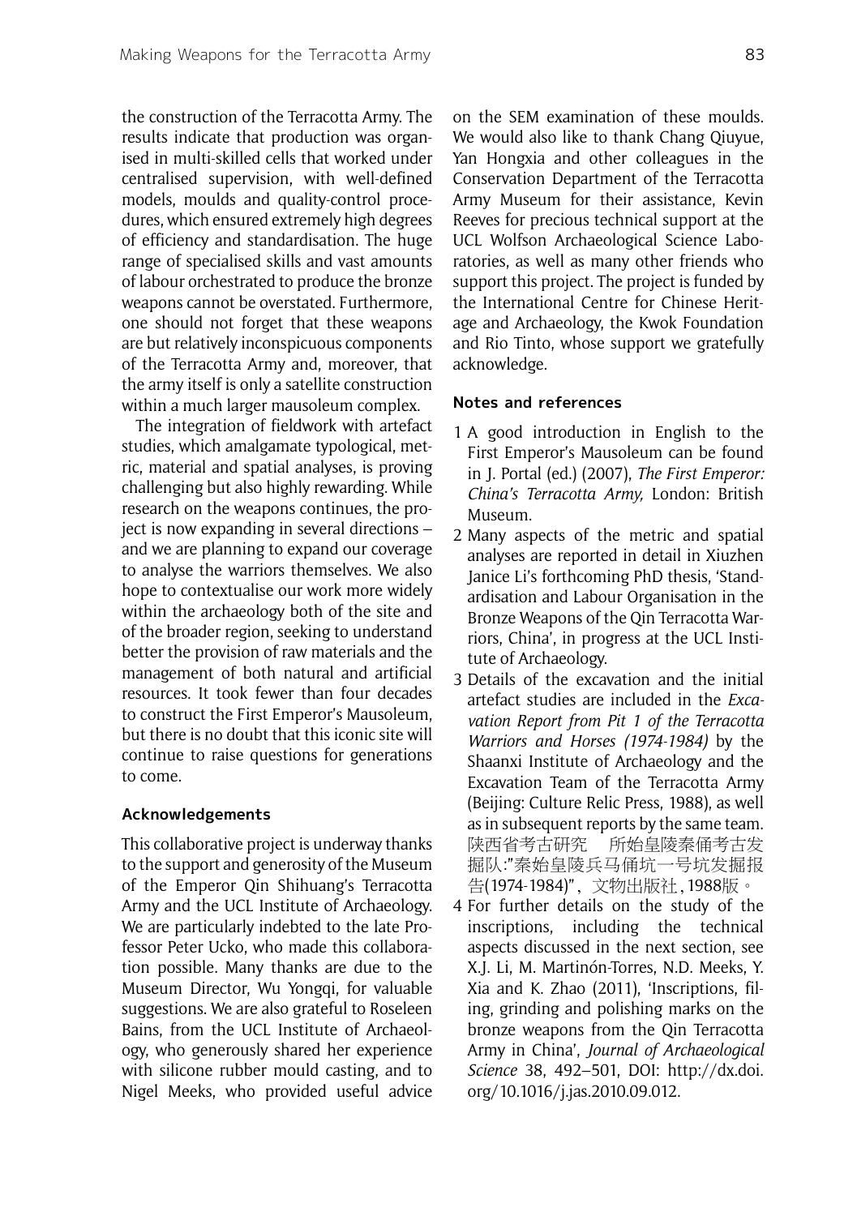the construction of the Terracotta Army. The results indicate that production was organised in multi-skilled cells that worked under centralised supervision, with well-defined models, moulds and quality-control procedures, which ensured extremely high degrees of efficiency and standardisation. The huge range of specialised skills and vast amounts of labour orchestrated to produce the bronze weapons cannot be overstated. Furthermore, one should not forget that these weapons are but relatively inconspicuous components of the Terracotta Army and, moreover, that the army itself is only a satellite construction within a much larger mausoleum complex.

The integration of fieldwork with artefact studies, which amalgamate typological, metric, material and spatial analyses, is proving challenging but also highly rewarding. While research on the weapons continues, the project is now expanding in several directions – and we are planning to expand our coverage to analyse the warriors themselves. We also hope to contextualise our work more widely within the archaeology both of the site and of the broader region, seeking to understand better the provision of raw materials and the management of both natural and artificial resources. It took fewer than four decades to construct the First Emperor's Mausoleum, but there is no doubt that this iconic site will continue to raise questions for generations to come.

## Acknowledgements

This collaborative project is underway thanks to the support and generosity of the Museum of the Emperor Qin Shihuang's Terracotta Army and the UCL Institute of Archaeology. We are particularly indebted to the late Professor Peter Ucko, who made this collaboration possible. Many thanks are due to the Museum Director, Wu Yongqi, for valuable suggestions. We are also grateful to Roseleen Bains, from the UCL Institute of Archaeology, who generously shared her experience with silicone rubber mould casting, and to Nigel Meeks, who provided useful advice on the SEM examination of these moulds. We would also like to thank Chang Qiuyue, Yan Hongxia and other colleagues in the Conservation Department of the Terracotta Army Museum for their assistance, Kevin Reeves for precious technical support at the UCL Wolfson Archaeological Science Laboratories, as well as many other friends who support this project. The project is funded by the International Centre for Chinese Heritage and Archaeology, the Kwok Foundation and Rio Tinto, whose support we gratefully acknowledge.

## Notes and references

1. A good introduction in English to the First Emperor's Mausoleum can be found in J. Portal (ed.) (2007), *The First Emperor: China's Terracotta Army,* London: British Museum.
2. Many aspects of the metric and spatial analyses are reported in detail in Xiuzhen Janice Li's forthcoming PhD thesis, 'Standardisation and Labour Organisation in the Bronze Weapons of the Qin Terracotta Warriors, China', in progress at the UCL Institute of Archaeology.
3. Details of the excavation and the initial artefact studies are included in the *Excavation Report from Pit 1 of the Terracotta Warriors and Horses (1974-1984)* by the Shaanxi Institute of Archaeology and the Excavation Team of the Terracotta Army (Beijing: Culture Relic Press, 1988), as well as in subsequent reports by the same team. 陕西省考古研究 所始皇陵秦俑考古发掘队:"秦始皇陵兵马俑坑一号坑发掘报告(1974-1984)"，文物出版社，1988版。
4. For further details on the study of the inscriptions, including the technical aspects discussed in the next section, see X.J. Li, M. Martinón-Torres, N.D. Meeks, Y. Xia and K. Zhao (2011), 'Inscriptions, filing, grinding and polishing marks on the bronze weapons from the Qin Terracotta Army in China', *Journal of Archaeological Science* 38, 492–501, DOI: http://dx.doi.org/10.1016/j.jas.2010.09.012.